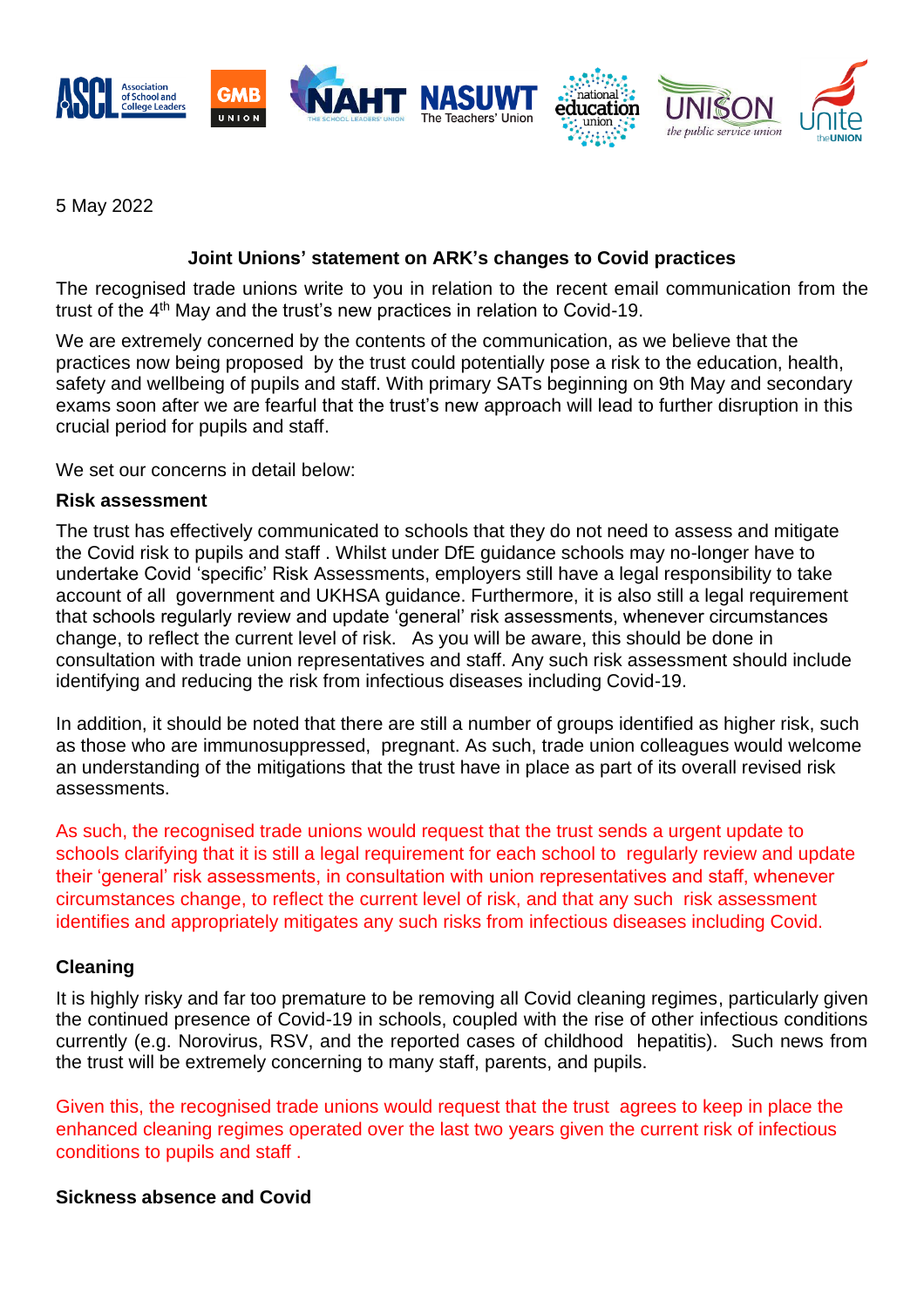5 May 2022

## Joint Unions' statement on ARK's changes to Covid practices

The recognised trade unions write to you in relation to the recent email communication from the trust of the 4th May and the trust's new practices in relation to Covid-19.

We are extremely concerned by the contents of the communication, as we believe that the practices now being proposed by the trust could potentially pose a risk to the education, health, safety and wellbeing of pupils and staff. With primary SATs beginning on 9th May and secondary exams soon after we are fearful that the trust's new approach will lead to further disruption in this crucial period for pupils and staff.

We set our concerns in detail below:

**Risk assessment**

The trust has effectively communicated to schools that they do not need to assess and mitigate the Covid risk to pupils and staff . Whilst under DfE guidance schools may no-longer have to undertake Covid 'specific' Risk Assessments, employers still have a legal responsibility to take account of all government and UKHSA guidance. Furthermore, it is also still a legal requirement that schools regularly review and update 'general' risk assessments, whenever circumstances change, to reflect the current level of risk. As you will be aware, this should be done in consultation with trade union representatives and staff. Any such risk assessment should include identifying and reducing the risk from infectious diseases including Covid-19.

In addition, it should be noted that there are still a number of groups identified as higher risk, such as those who are immunosuppressed, pregnant. As such, trade union colleagues would welcome an understanding of the mitigations that the trust have in place as part of its overall revised risk assessments.

As such, the recognised trade unions would request that the trust sends a urgent update to schools clarifying that it is still a legal requirement for each school to regularly review and update their 'general' risk assessments, in consultation with union representatives and staff, whenever circumstances change, to reflect the current level of risk, and that any such risk assessment identifies and appropriately mitigates any such risks from infectious diseases including Covid.

**Cleaning**

It is highly risky and far too premature to be removing all Covid cleaning regimes, particularly given the continued presence of Covid-19 in schools, coupled with the rise of other infectious conditions currently (e.g. Norovirus, RSV, and the reported cases of childhood hepatitis). Such news from the trust will be extremely concerning to many staff, parents, and pupils.

Given this, the recognised trade unions would request that the trust agrees to keep in place the enhanced cleaning regimes operated over the last two years given the current risk of infectious conditions to pupils and staff .

**Sickness absence and Covid**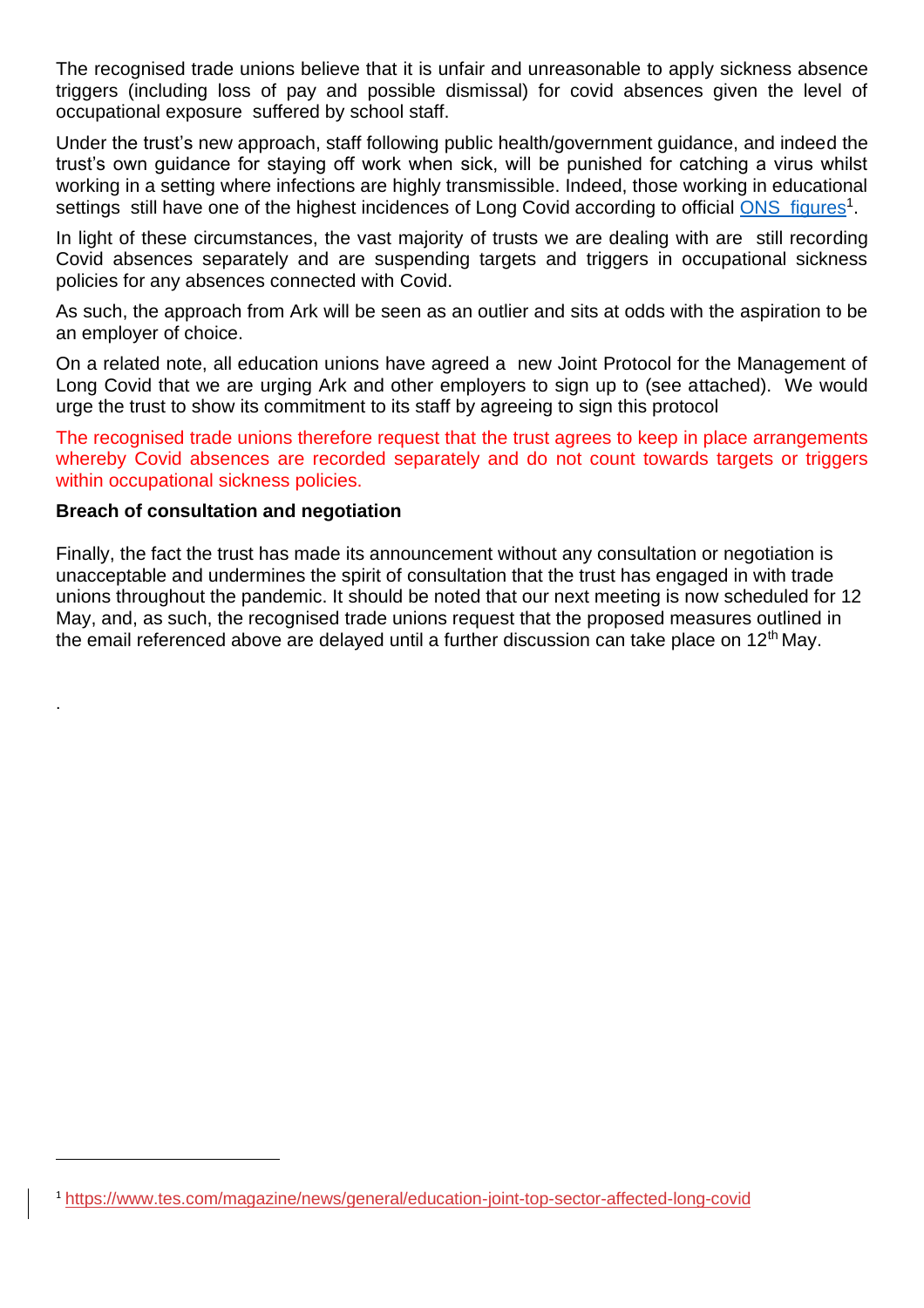The recognised trade unions believe that it is unfair and unreasonable to apply sickness absence triggers (including loss of pay and possible dismissal) for covid absences given the level of occupational exposure suffered by school staff.

Under the trust's new approach, staff following public health/government guidance, and indeed the trust's own guidance for staying off work when sick, will be punished for catching a virus whilst working in a setting where infections are highly transmissible. Indeed, those working in educational settings still have one of the highest incidences of Long Covid according to official ONS figures[1].

In light of these circumstances, the vast majority of trusts we are dealing with are still recording Covid absences separately and are suspending targets and triggers in occupational sickness policies for any absences connected with Covid.

As such, the approach from Ark will be seen as an outlier and sits at odds with the aspiration to be an employer of choice.

On a related note, all education unions have agreed a new Joint Protocol for the Management of Long Covid that we are urging Ark and other employers to sign up to (see attached). We would urge the trust to show its commitment to its staff by agreeing to sign this protocol

The recognised trade unions therefore request that the trust agrees to keep in place arrangements whereby Covid absences are recorded separately and do not count towards targets or triggers within occupational sickness policies.

**Breach of consultation and negotiation**

Finally, the fact the trust has made its announcement without any consultation or negotiation is unacceptable and undermines the spirit of consultation that the trust has engaged in with trade unions throughout the pandemic. It should be noted that our next meeting is now scheduled for 12 May, and, as such, the recognised trade unions request that the proposed measures outlined in the email referenced above are delayed until a further discussion can take place on 12th May.

.

[1] https://www.tes.com/magazine/news/general/education-joint-top-sector-affected-long-covid